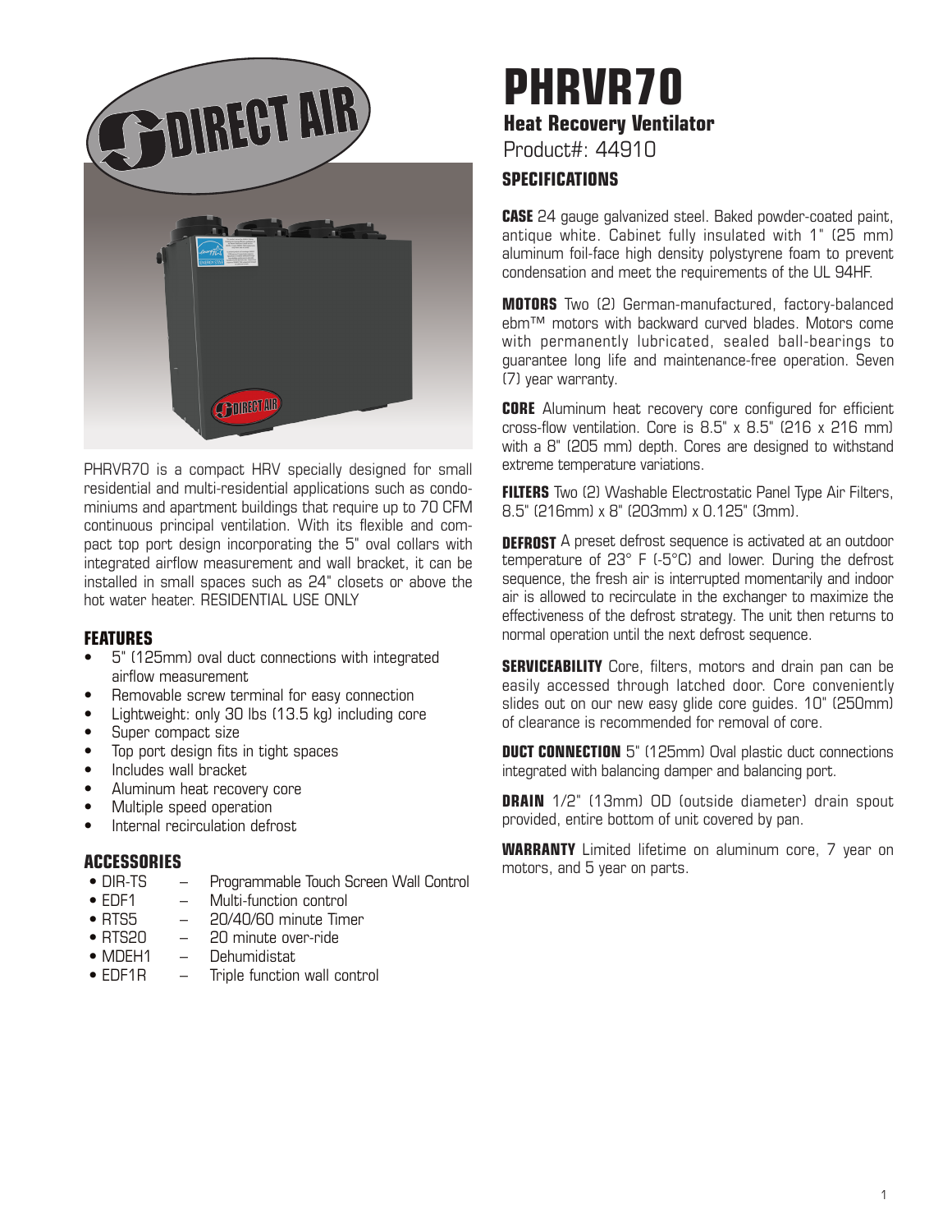# PHRVR70

## Heat Recovery Ventilator

Product#: 44910

PHRVR70 is a compact HRV specially designed for small residential and multi-residential applications such as condominiums and apartment buildings that require up to 70 CFM continuous principal ventilation. With its flexible and compact top port design incorporating the 5" oval collars with integrated airflow measurement and wall bracket, it can be installed in small spaces such as 24" closets or above the hot water heater. RESIDENTIAL USE ONLY

### FEATURES

- 5" (125mm) oval duct connections with integrated airflow measurement
- Removable screw terminal for easy connection
- Lightweight: only 30 lbs (13.5 kg) including core
- Super compact size
- Top port design fits in tight spaces
- Includes wall bracket
- Aluminum heat recovery core
- Multiple speed operation
- Internal recirculation defrost

### ACCESSORIES

- DIR-TS – Programmable Touch Screen Wall Control
- EDF1 – Multi-function control
- RTS5 – 20/40/60 minute Timer
- RTS20 – 20 minute over-ride
- MDEH1 – Dehumidistat
- EDF1R – Triple function wall control

### SPECIFICATIONS

**CASE** 24 gauge galvanized steel. Baked powder-coated paint, antique white. Cabinet fully insulated with 1" (25 mm) aluminum foil-face high density polystyrene foam to prevent condensation and meet the requirements of the UL 94HF.

**MOTORS** Two (2) German-manufactured, factory-balanced ebm™ motors with backward curved blades. Motors come with permanently lubricated, sealed ball-bearings to guarantee long life and maintenance-free operation. Seven (7) year warranty.

**CORE** Aluminum heat recovery core configured for efficient cross-flow ventilation. Core is 8.5" x 8.5" (216 x 216 mm) with a 8" (205 mm) depth. Cores are designed to withstand extreme temperature variations.

**FILTERS** Two (2) Washable Electrostatic Panel Type Air Filters, 8.5" (216mm) x 8" (203mm) x 0.125" (3mm).

**DEFROST** A preset defrost sequence is activated at an outdoor temperature of 23° F (-5°C) and lower. During the defrost sequence, the fresh air is interrupted momentarily and indoor air is allowed to recirculate in the exchanger to maximize the effectiveness of the defrost strategy. The unit then returns to normal operation until the next defrost sequence.

**SERVICEABILITY** Core, filters, motors and drain pan can be easily accessed through latched door. Core conveniently slides out on our new easy glide core guides. 10" (250mm) of clearance is recommended for removal of core.

**DUCT CONNECTION** 5" (125mm) Oval plastic duct connections integrated with balancing damper and balancing port.

**DRAIN** 1/2" (13mm) OD (outside diameter) drain spout provided, entire bottom of unit covered by pan.

**WARRANTY** Limited lifetime on aluminum core, 7 year on motors, and 5 year on parts.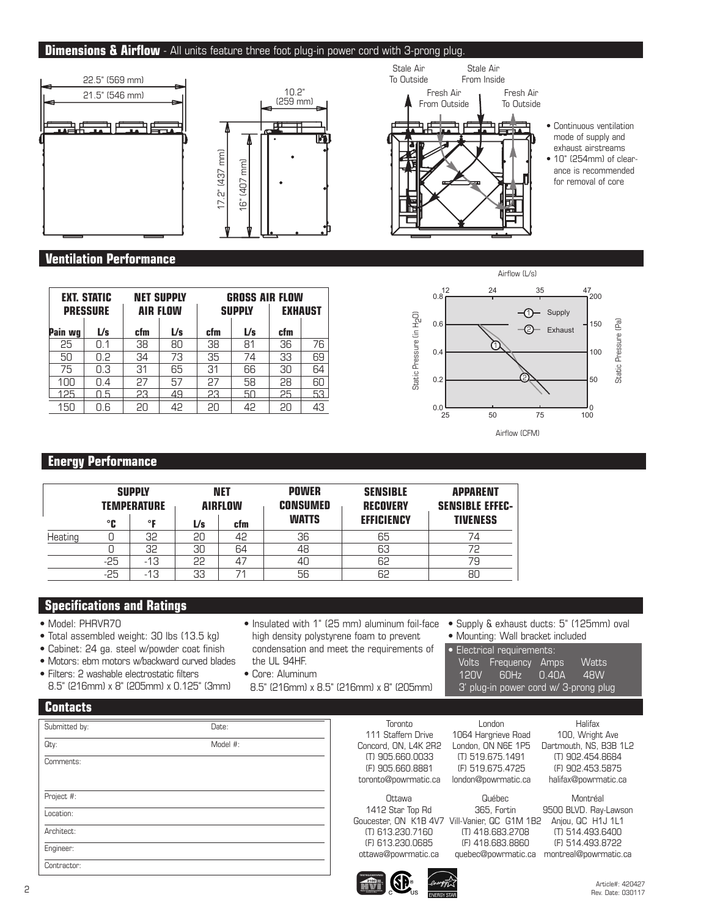## Dimensions & Airflow - All units feature three foot plug-in power cord with 3-prong plug.

22.5" (569 mm)
21.5" (546 mm)
10.2" (259 mm)
17.2" (437 mm)
16" (407 mm)

Stale Air To Outside
Stale Air From Inside
Fresh Air From Outside
Fresh Air To Outside

- Continuous ventilation mode of supply and exhaust airstreams
- 10" (254mm) of clearance is recommended for removal of core

## Ventilation Performance

| EXT. STATIC PRESSURE | | NET SUPPLY AIR FLOW | | GROSS AIR FLOW | | | |
|---|---|---|---|---|---|---|---|
| | | | | SUPPLY | | EXHAUST | |
| Pain wg | L/s | cfm | L/s | cfm | L/s | cfm | |
| 25 | 0.1 | 38 | 80 | 38 | 81 | 36 | 76 |
| 50 | 0.2 | 34 | 73 | 35 | 74 | 33 | 69 |
| 75 | 0.3 | 31 | 65 | 31 | 66 | 30 | 64 |
| 100 | 0.4 | 27 | 57 | 27 | 58 | 28 | 60 |
| 125 | 0.5 | 23 | 49 | 23 | 50 | 25 | 53 |
| 150 | 0.6 | 20 | 42 | 20 | 42 | 20 | 43 |

Airflow (L/s)
12 24 35 47
Static Pressure (in $H_2O$)
0.8 0.6 0.4 0.2 0.0
Static Pressure (Pa)
200 150 100 50 0
1 Supply
2 Exhaust
25 50 75 100
Airflow (CFM)

## Energy Performance

| | SUPPLY TEMPERATURE | | NET AIRFLOW | | POWER CONSUMED WATTS | SENSIBLE RECOVERY EFFICIENCY | APPARENT SENSIBLE EFFECTIVENESS |
|---|---|---|---|---|---|---|---|
| | °C | °F | L/s | cfm | | | |
| Heating | 0 | 32 | 20 | 42 | 36 | 65 | 74 |
| | 0 | 32 | 30 | 64 | 48 | 63 | 72 |
| | -25 | -13 | 22 | 47 | 40 | 62 | 79 |
| | -25 | -13 | 33 | 71 | 56 | 62 | 80 |

## Specifications and Ratings

- Model: PHRVR70
- Total assembled weight: 30 lbs (13.5 kg)
- Cabinet: 24 ga. steel w/powder coat finish
- Motors: ebm motors w/backward curved blades
- Filters: 2 washable electrostatic filters 8.5" (216mm) x 8" (205mm) x 0.125" (3mm)
- Insulated with 1" (25 mm) aluminum foil-face high density polystyrene foam to prevent condensation and meet the requirements of the UL 94HF.
- Core: Aluminum 8.5" (216mm) x 8.5" (216mm) x 8" (205mm)
- Supply & exhaust ducts: 5" (125mm) oval
- Mounting: Wall bracket included
- Electrical requirements:

| Volts | Frequency | Amps | Watts |
|---|---|---|---|
| 120V | 60Hz | 0.40A | 48W |

3' plug-in power cord w/ 3-prong plug

## Contacts

Submitted by: Date:
Qty: Model #:
Comments:
Project #:
Location:
Architect:
Engineer:
Contractor:

**Toronto**
111 Staffern Drive
Concord, ON, L4K 2R2
(T) 905.660.0033
(F) 905.660.8881
toronto@powrmatic.ca

**London**
1064 Hargrieve Road
London, ON N6E 1P5
(T) 519.675.1491
(F) 519.675.4725
london@powrmatic.ca

**Halifax**
100, Wright Ave
Dartmouth, NS, B3B 1L2
(T) 902.454.8684
(F) 902.453.5875
halifax@powrmatic.ca

**Ottawa**
1412 Star Top Rd
Goucester, ON K1B 4V7
(T) 613.230.7160
(F) 613.230.0685
ottawa@powrmatic.ca

**Québec**
365, Fortin
Vill-Vanier, QC G1M 1B2
(T) 418.683.2708
(F) 418.683.8860
quebec@powrmatic.ca

**Montréal**
9500 BLVD. Ray-Lawson
Anjou, QC H1J 1L1
(T) 514.493.6400
(F) 514.493.8722
montreal@powrmatic.ca

Article#: 420427
Rev. Date: 030117